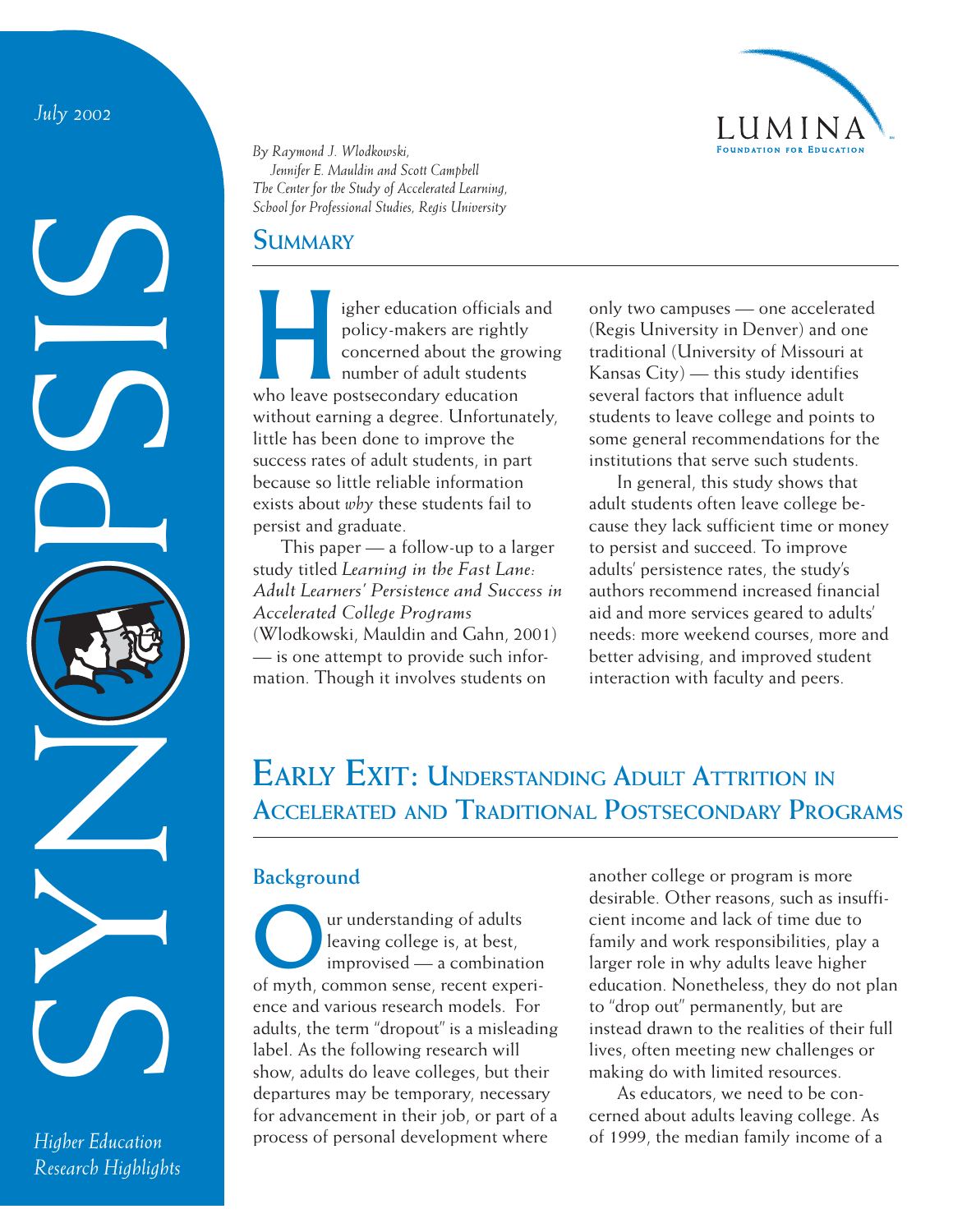July 2002

SYNOPSIS

*Higher Education Research Highlights*

LUMINA Foundation for Education

*By Raymond J. Wlodkowski, Jennifer E. Mauldin and Scott Campbell*
*The Center for the Study of Accelerated Learning, School for Professional Studies, Regis University*

## Summary

Higher education officials and policy-makers are rightly concerned about the growing number of adult students who leave postsecondary education without earning a degree. Unfortunately, little has been done to improve the success rates of adult students, in part because so little reliable information exists about *why* these students fail to persist and graduate.

This paper — a follow-up to a larger study titled *Learning in the Fast Lane: Adult Learners' Persistence and Success in Accelerated College Programs* (Wlodkowski, Mauldin and Gahn, 2001) — is one attempt to provide such information. Though it involves students on only two campuses — one accelerated (Regis University in Denver) and one traditional (University of Missouri at Kansas City) — this study identifies several factors that influence adult students to leave college and points to some general recommendations for the institutions that serve such students.

In general, this study shows that adult students often leave college because they lack sufficient time or money to persist and succeed. To improve adults' persistence rates, the study's authors recommend increased financial aid and more services geared to adults' needs: more weekend courses, more and better advising, and improved student interaction with faculty and peers.

# Early Exit: Understanding Adult Attrition in Accelerated and Traditional Postsecondary Programs

## Background

Our understanding of adults leaving college is, at best, improvised — a combination of myth, common sense, recent experience and various research models. For adults, the term "dropout" is a misleading label. As the following research will show, adults do leave colleges, but their departures may be temporary, necessary for advancement in their job, or part of a process of personal development where another college or program is more desirable. Other reasons, such as insufficient income and lack of time due to family and work responsibilities, play a larger role in why adults leave higher education. Nonetheless, they do not plan to "drop out" permanently, but are instead drawn to the realities of their full lives, often meeting new challenges or making do with limited resources.

As educators, we need to be concerned about adults leaving college. As of 1999, the median family income of a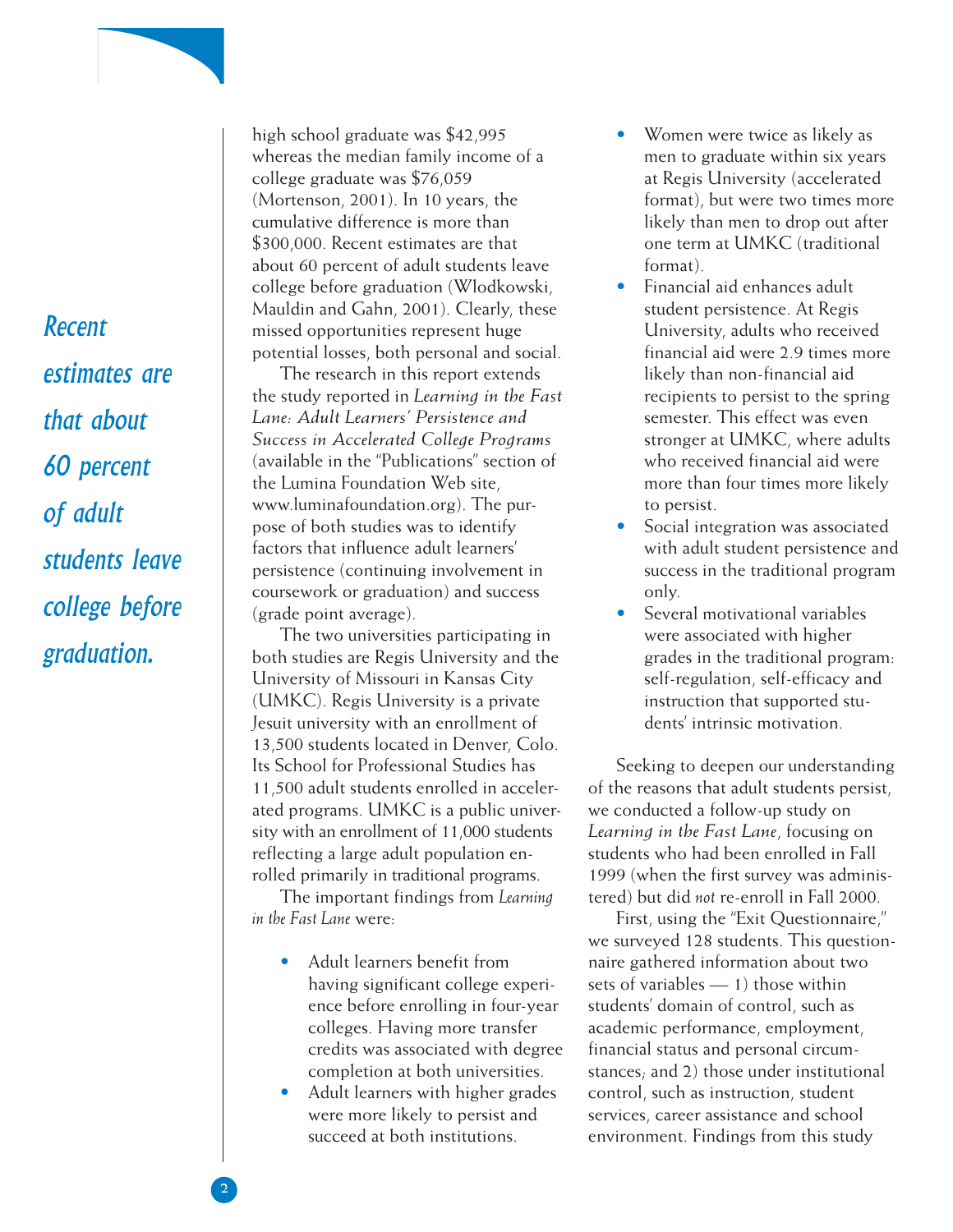*Recent estimates are that about 60 percent of adult students leave college before graduation.*

high school graduate was $42,995 whereas the median family income of a college graduate was $76,059 (Mortenson, 2001). In 10 years, the cumulative difference is more than $300,000. Recent estimates are that about 60 percent of adult students leave college before graduation (Wlodkowski, Mauldin and Gahn, 2001). Clearly, these missed opportunities represent huge potential losses, both personal and social.

The research in this report extends the study reported in *Learning in the Fast Lane: Adult Learners' Persistence and Success in Accelerated College Programs* (available in the "Publications" section of the Lumina Foundation Web site, www.luminafoundation.org). The purpose of both studies was to identify factors that influence adult learners' persistence (continuing involvement in coursework or graduation) and success (grade point average).

The two universities participating in both studies are Regis University and the University of Missouri in Kansas City (UMKC). Regis University is a private Jesuit university with an enrollment of 13,500 students located in Denver, Colo. Its School for Professional Studies has 11,500 adult students enrolled in accelerated programs. UMKC is a public university with an enrollment of 11,000 students reflecting a large adult population enrolled primarily in traditional programs.

The important findings from *Learning in the Fast Lane* were:

- Adult learners benefit from having significant college experience before enrolling in four-year colleges. Having more transfer credits was associated with degree completion at both universities.
- Adult learners with higher grades were more likely to persist and succeed at both institutions.
- Women were twice as likely as men to graduate within six years at Regis University (accelerated format), but were two times more likely than men to drop out after one term at UMKC (traditional format).
- Financial aid enhances adult student persistence. At Regis University, adults who received financial aid were 2.9 times more likely than non-financial aid recipients to persist to the spring semester. This effect was even stronger at UMKC, where adults who received financial aid were more than four times more likely to persist.
- Social integration was associated with adult student persistence and success in the traditional program only.
- Several motivational variables were associated with higher grades in the traditional program: self-regulation, self-efficacy and instruction that supported students' intrinsic motivation.

Seeking to deepen our understanding of the reasons that adult students persist, we conducted a follow-up study on *Learning in the Fast Lane*, focusing on students who had been enrolled in Fall 1999 (when the first survey was administered) but did *not* re-enroll in Fall 2000.

First, using the "Exit Questionnaire," we surveyed 128 students. This questionnaire gathered information about two sets of variables — 1) those within students' domain of control, such as academic performance, employment, financial status and personal circumstances; and 2) those under institutional control, such as instruction, student services, career assistance and school environment. Findings from this study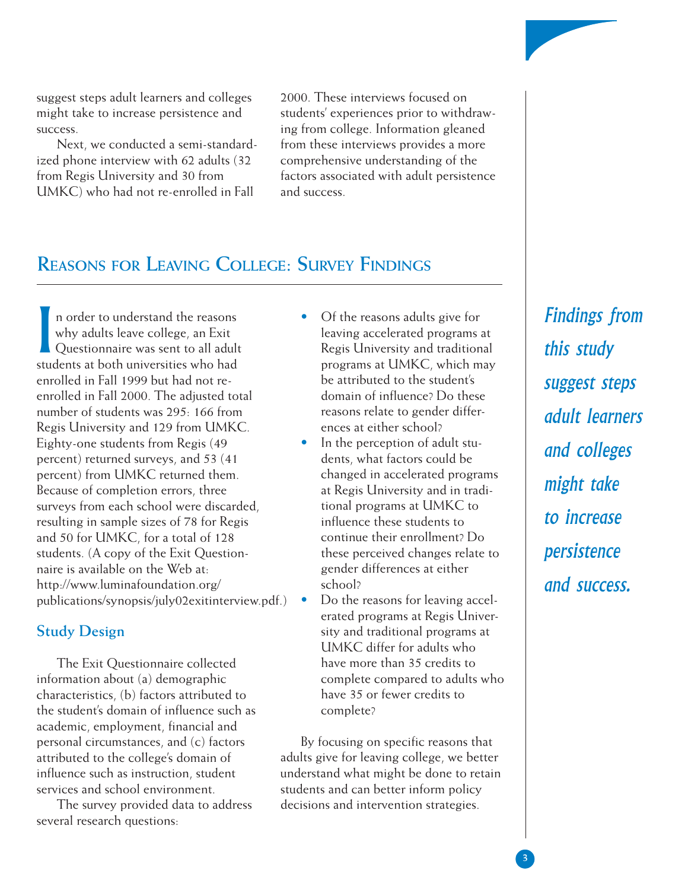suggest steps adult learners and colleges might take to increase persistence and success.

Next, we conducted a semi-standardized phone interview with 62 adults (32 from Regis University and 30 from UMKC) who had not re-enrolled in Fall 2000. These interviews focused on students' experiences prior to withdrawing from college. Information gleaned from these interviews provides a more comprehensive understanding of the factors associated with adult persistence and success.

## Reasons for Leaving College: Survey Findings

In order to understand the reasons why adults leave college, an Exit Questionnaire was sent to all adult students at both universities who had enrolled in Fall 1999 but had not re-enrolled in Fall 2000. The adjusted total number of students was 295: 166 from Regis University and 129 from UMKC. Eighty-one students from Regis (49 percent) returned surveys, and 53 (41 percent) from UMKC returned them. Because of completion errors, three surveys from each school were discarded, resulting in sample sizes of 78 for Regis and 50 for UMKC, for a total of 128 students. (A copy of the Exit Questionnaire is available on the Web at: http://www.luminafoundation.org/publications/synopsis/july02exitinterview.pdf.)

### Study Design

The Exit Questionnaire collected information about (a) demographic characteristics, (b) factors attributed to the student's domain of influence such as academic, employment, financial and personal circumstances, and (c) factors attributed to the college's domain of influence such as instruction, student services and school environment.

The survey provided data to address several research questions:

- Of the reasons adults give for leaving accelerated programs at Regis University and traditional programs at UMKC, which may be attributed to the student's domain of influence? Do these reasons relate to gender differences at either school?
- In the perception of adult students, what factors could be changed in accelerated programs at Regis University and in traditional programs at UMKC to influence these students to continue their enrollment? Do these perceived changes relate to gender differences at either school?
- Do the reasons for leaving accelerated programs at Regis University and traditional programs at UMKC differ for adults who have more than 35 credits to complete compared to adults who have 35 or fewer credits to complete?

By focusing on specific reasons that adults give for leaving college, we better understand what might be done to retain students and can better inform policy decisions and intervention strategies.

*Findings from this study suggest steps adult learners and colleges might take to increase persistence and success.*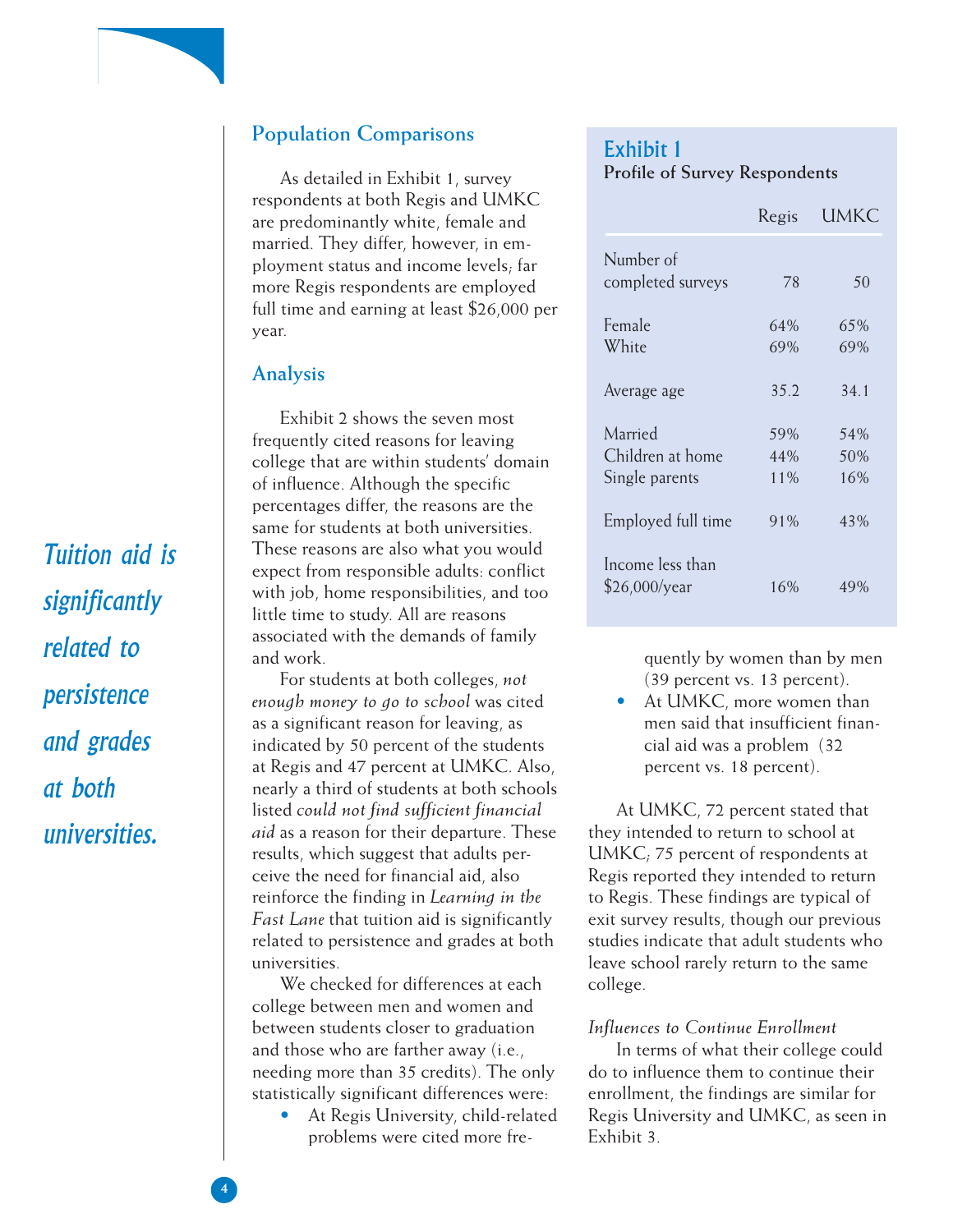## Population Comparisons

As detailed in Exhibit 1, survey respondents at both Regis and UMKC are predominantly white, female and married. They differ, however, in employment status and income levels; far more Regis respondents are employed full time and earning at least $26,000 per year.

## Analysis

Exhibit 2 shows the seven most frequently cited reasons for leaving college that are within students' domain of influence. Although the specific percentages differ, the reasons are the same for students at both universities. These reasons are also what you would expect from responsible adults: conflict with job, home responsibilities, and too little time to study. All are reasons associated with the demands of family and work.

For students at both colleges, *not enough money to go to school* was cited as a significant reason for leaving, as indicated by 50 percent of the students at Regis and 47 percent at UMKC. Also, nearly a third of students at both schools listed *could not find sufficient financial aid* as a reason for their departure. These results, which suggest that adults perceive the need for financial aid, also reinforce the finding in *Learning in the Fast Lane* that tuition aid is significantly related to persistence and grades at both universities.

*Tuition aid is significantly related to persistence and grades at both universities.*

We checked for differences at each college between men and women and between students closer to graduation and those who are farther away (i.e., needing more than 35 credits). The only statistically significant differences were:

- At Regis University, child-related problems were cited more frequently by women than by men (39 percent vs. 13 percent).
- At UMKC, more women than men said that insufficient financial aid was a problem (32 percent vs. 18 percent).

### Exhibit 1
**Profile of Survey Respondents**

| | Regis | UMKC |
|---|---|---|
| Number of completed surveys | 78 | 50 |
| Female | 64% | 65% |
| White | 69% | 69% |
| Average age | 35.2 | 34.1 |
| Married | 59% | 54% |
| Children at home | 44% | 50% |
| Single parents | 11% | 16% |
| Employed full time | 91% | 43% |
| Income less than $26,000/year | 16% | 49% |

At UMKC, 72 percent stated that they intended to return to school at UMKC; 75 percent of respondents at Regis reported they intended to return to Regis. These findings are typical of exit survey results, though our previous studies indicate that adult students who leave school rarely return to the same college.

*Influences to Continue Enrollment*

In terms of what their college could do to influence them to continue their enrollment, the findings are similar for Regis University and UMKC, as seen in Exhibit 3.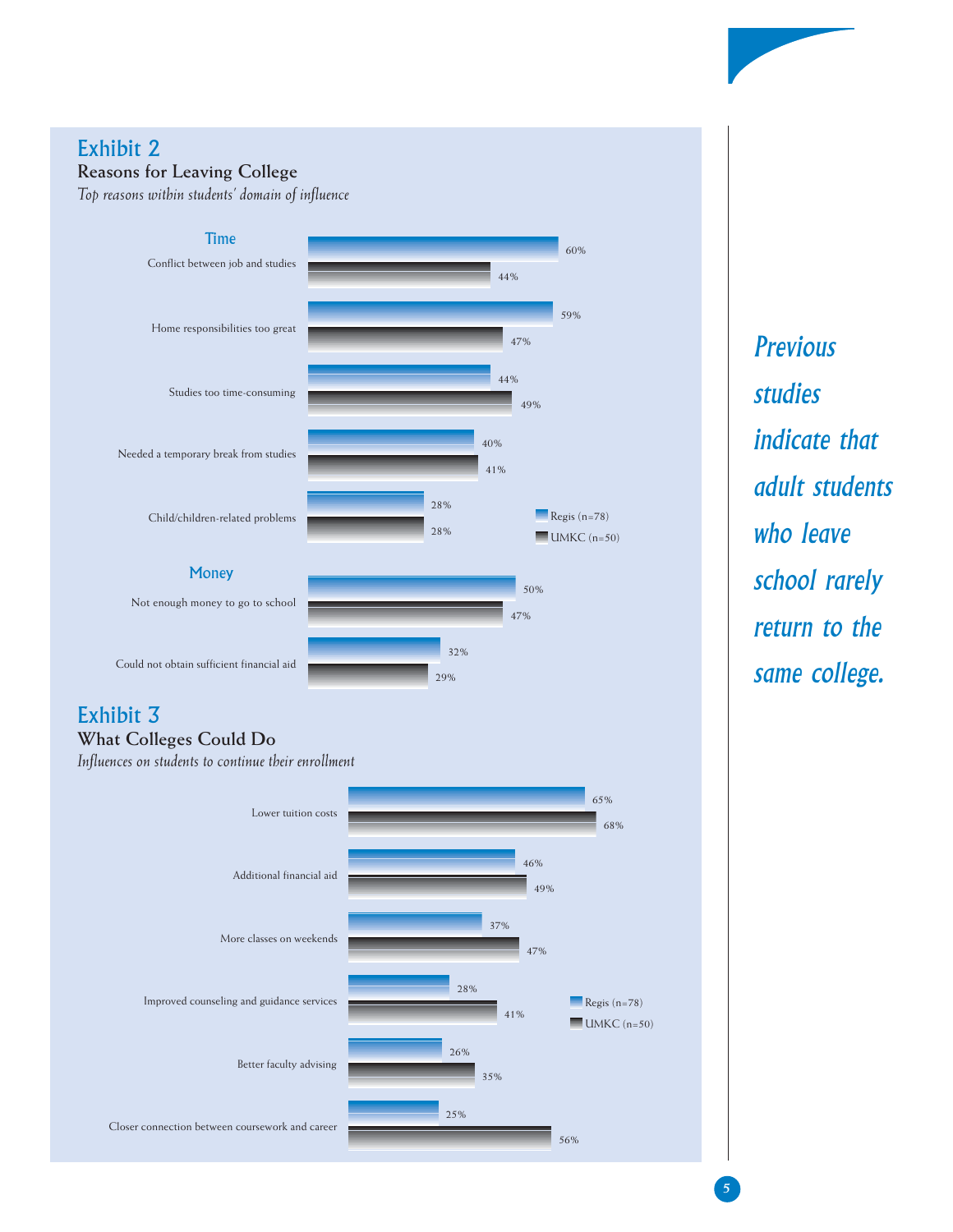## Exhibit 2

### Reasons for Leaving College

*Top reasons within students' domain of influence*

| | Regis (n=78) | UMKC (n=50) |
|---|---|---|
| **Time** | | |
| Conflict between job and studies | 60% | 44% |
| Home responsibilities too great | 59% | 47% |
| Studies too time-consuming | 44% | 49% |
| Needed a temporary break from studies | 40% | 41% |
| Child/children-related problems | 28% | 28% |
| **Money** | | |
| Not enough money to go to school | 50% | 47% |
| Could not obtain sufficient financial aid | 32% | 29% |

## Exhibit 3

### What Colleges Could Do

*Influences on students to continue their enrollment*

| | Regis (n=78) | UMKC (n=50) |
|---|---|---|
| Lower tuition costs | 65% | 68% |
| Additional financial aid | 46% | 49% |
| More classes on weekends | 37% | 47% |
| Improved counseling and guidance services | 28% | 41% |
| Better faculty advising | 26% | 35% |
| Closer connection between coursework and career | 25% | 56% |

*Previous studies indicate that adult students who leave school rarely return to the same college.*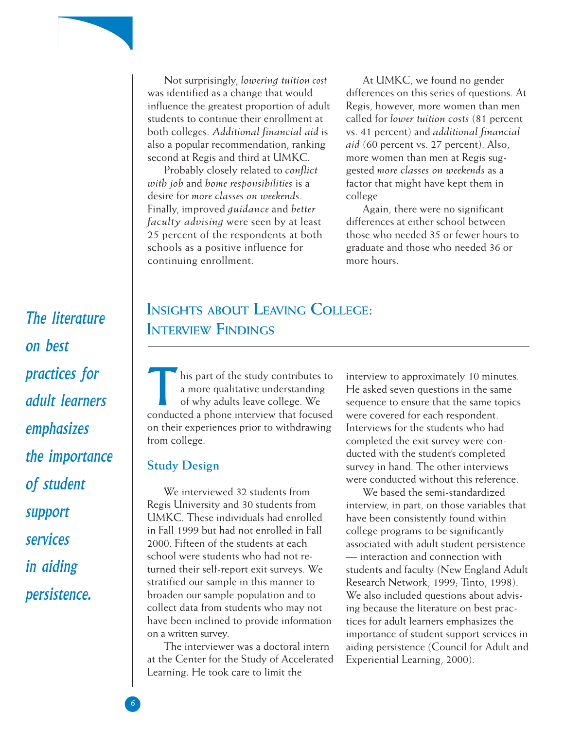Not surprisingly, *lowering tuition cost* was identified as a change that would influence the greatest proportion of adult students to continue their enrollment at both colleges. *Additional financial aid* is also a popular recommendation, ranking second at Regis and third at UMKC.

Probably closely related to *conflict with job* and *home responsibilities* is a desire for *more classes on weekends*. Finally, improved *guidance* and *better faculty advising* were seen by at least 25 percent of the respondents at both schools as a positive influence for continuing enrollment.

At UMKC, we found no gender differences on this series of questions. At Regis, however, more women than men called for *lower tuition costs* (81 percent vs. 41 percent) and *additional financial aid* (60 percent vs. 27 percent). Also, more women than men at Regis suggested *more classes on weekends* as a factor that might have kept them in college.

Again, there were no significant differences at either school between those who needed 35 or fewer hours to graduate and those who needed 36 or more hours.

*The literature on best practices for adult learners emphasizes the importance of student support services in aiding persistence.*

## Insights about Leaving College: Interview Findings

This part of the study contributes to a more qualitative understanding of why adults leave college. We conducted a phone interview that focused on their experiences prior to withdrawing from college.

### Study Design

We interviewed 32 students from Regis University and 30 students from UMKC. These individuals had enrolled in Fall 1999 but had not enrolled in Fall 2000. Fifteen of the students at each school were students who had not returned their self-report exit surveys. We stratified our sample in this manner to broaden our sample population and to collect data from students who may not have been inclined to provide information on a written survey.

The interviewer was a doctoral intern at the Center for the Study of Accelerated Learning. He took care to limit the interview to approximately 10 minutes. He asked seven questions in the same sequence to ensure that the same topics were covered for each respondent. Interviews for the students who had completed the exit survey were conducted with the student's completed survey in hand. The other interviews were conducted without this reference.

We based the semi-standardized interview, in part, on those variables that have been consistently found within college programs to be significantly associated with adult student persistence — interaction and connection with students and faculty (New England Adult Research Network, 1999; Tinto, 1998). We also included questions about advising because the literature on best practices for adult learners emphasizes the importance of student support services in aiding persistence (Council for Adult and Experiential Learning, 2000).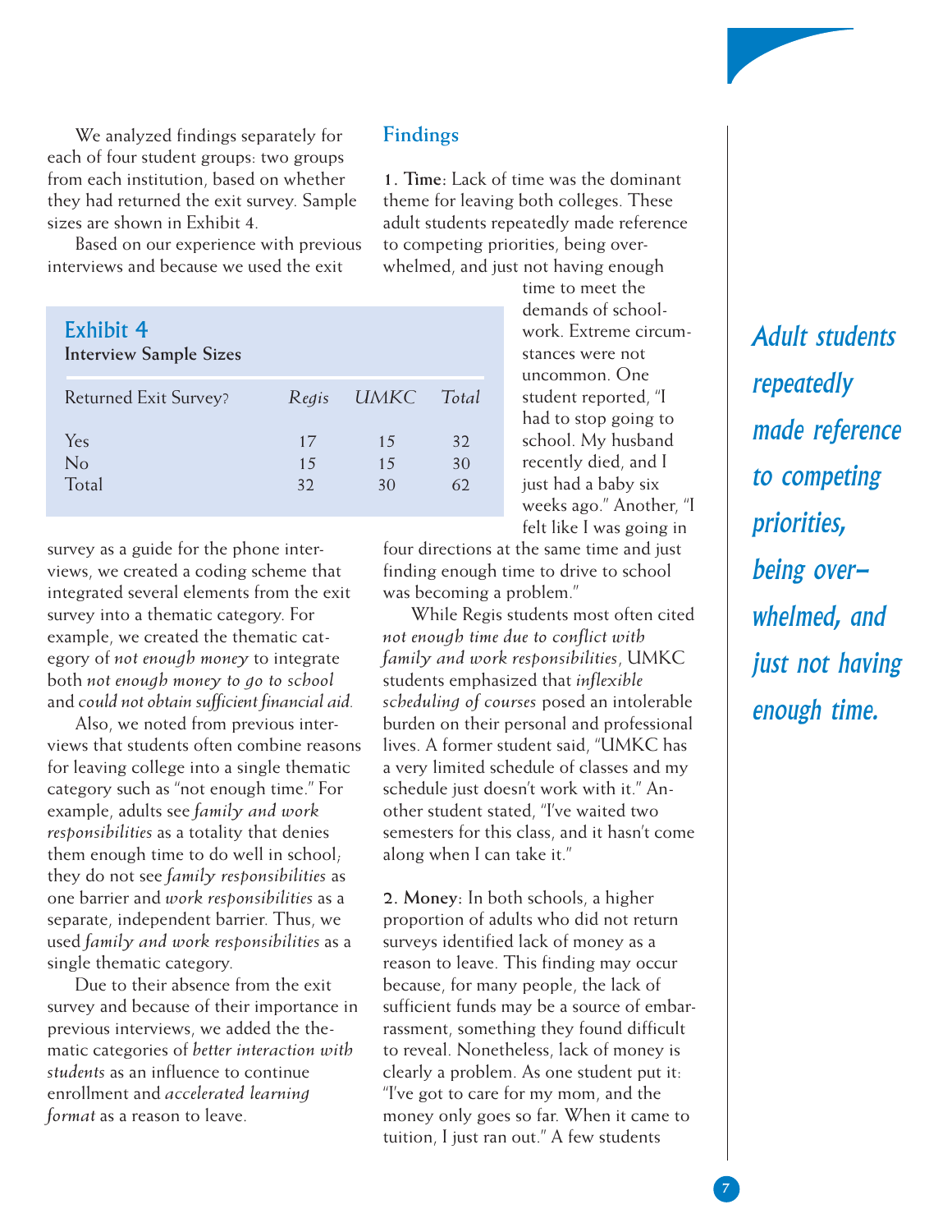We analyzed findings separately for each of four student groups: two groups from each institution, based on whether they had returned the exit survey. Sample sizes are shown in Exhibit 4.

Based on our experience with previous interviews and because we used the exit survey as a guide for the phone interviews, we created a coding scheme that integrated several elements from the exit survey into a thematic category. For example, we created the thematic category of *not enough money* to integrate both *not enough money to go to school* and *could not obtain sufficient financial aid*.

**Exhibit 4**
**Interview Sample Sizes**

| Returned Exit Survey? | *Regis* | *UMKC* | *Total* |
|---|---|---|---|
| Yes | 17 | 15 | 32 |
| No | 15 | 15 | 30 |
| Total | 32 | 30 | 62 |

Also, we noted from previous interviews that students often combine reasons for leaving college into a single thematic category such as "not enough time." For example, adults see *family and work responsibilities* as a totality that denies them enough time to do well in school; they do not see *family responsibilities* as one barrier and *work responsibilities* as a separate, independent barrier. Thus, we used *family and work responsibilities* as a single thematic category.

Due to their absence from the exit survey and because of their importance in previous interviews, we added the thematic categories of *better interaction with students* as an influence to continue enrollment and *accelerated learning format* as a reason to leave.

## Findings

**1. Time:** Lack of time was the dominant theme for leaving both colleges. These adult students repeatedly made reference to competing priorities, being overwhelmed, and just not having enough time to meet the demands of schoolwork. Extreme circumstances were not uncommon. One student reported, "I had to stop going to school. My husband recently died, and I just had a baby six weeks ago." Another, "I felt like I was going in four directions at the same time and just finding enough time to drive to school was becoming a problem."

*Adult students repeatedly made reference to competing priorities, being overwhelmed, and just not having enough time.*

While Regis students most often cited *not enough time due to conflict with family and work responsibilities*, UMKC students emphasized that *inflexible scheduling of courses* posed an intolerable burden on their personal and professional lives. A former student said, "UMKC has a very limited schedule of classes and my schedule just doesn't work with it." Another student stated, "I've waited two semesters for this class, and it hasn't come along when I can take it."

**2. Money:** In both schools, a higher proportion of adults who did not return surveys identified lack of money as a reason to leave. This finding may occur because, for many people, the lack of sufficient funds may be a source of embarrassment, something they found difficult to reveal. Nonetheless, lack of money is clearly a problem. As one student put it: "I've got to care for my mom, and the money only goes so far. When it came to tuition, I just ran out." A few students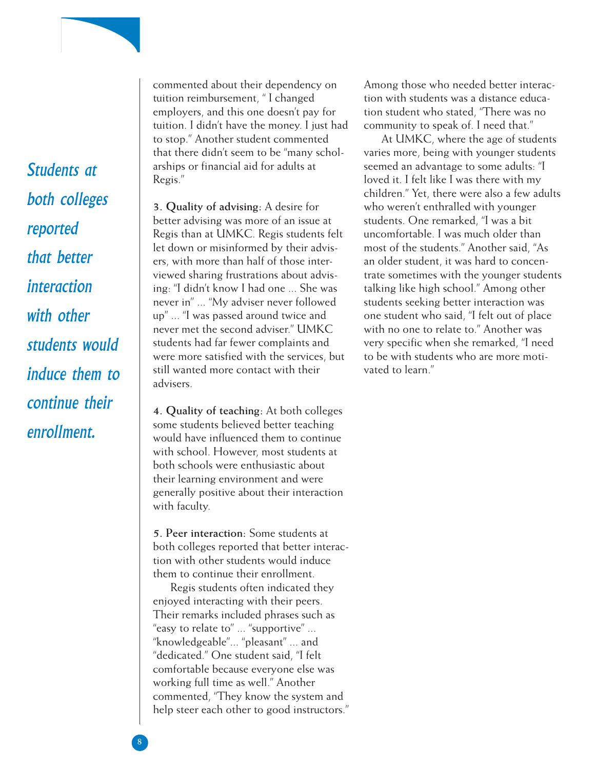*Students at both colleges reported that better interaction with other students would induce them to continue their enrollment.*

commented about their dependency on tuition reimbursement, " I changed employers, and this one doesn't pay for tuition. I didn't have the money. I just had to stop." Another student commented that there didn't seem to be "many scholarships or financial aid for adults at Regis."

**3. Quality of advising:** A desire for better advising was more of an issue at Regis than at UMKC. Regis students felt let down or misinformed by their advisers, with more than half of those interviewed sharing frustrations about advising: "I didn't know I had one ... She was never in" ... "My adviser never followed up" ... "I was passed around twice and never met the second adviser." UMKC students had far fewer complaints and were more satisfied with the services, but still wanted more contact with their advisers.

**4. Quality of teaching:** At both colleges some students believed better teaching would have influenced them to continue with school. However, most students at both schools were enthusiastic about their learning environment and were generally positive about their interaction with faculty.

**5. Peer interaction:** Some students at both colleges reported that better interaction with other students would induce them to continue their enrollment.

Regis students often indicated they enjoyed interacting with their peers. Their remarks included phrases such as "easy to relate to" ... "supportive" ... "knowledgeable"... "pleasant" ... and "dedicated." One student said, "I felt comfortable because everyone else was working full time as well." Another commented, "They know the system and help steer each other to good instructors." Among those who needed better interaction with students was a distance education student who stated, "There was no community to speak of. I need that."

At UMKC, where the age of students varies more, being with younger students seemed an advantage to some adults: "I loved it. I felt like I was there with my children." Yet, there were also a few adults who weren't enthralled with younger students. One remarked, "I was a bit uncomfortable. I was much older than most of the students." Another said, "As an older student, it was hard to concentrate sometimes with the younger students talking like high school." Among other students seeking better interaction was one student who said, "I felt out of place with no one to relate to." Another was very specific when she remarked, "I need to be with students who are more motivated to learn."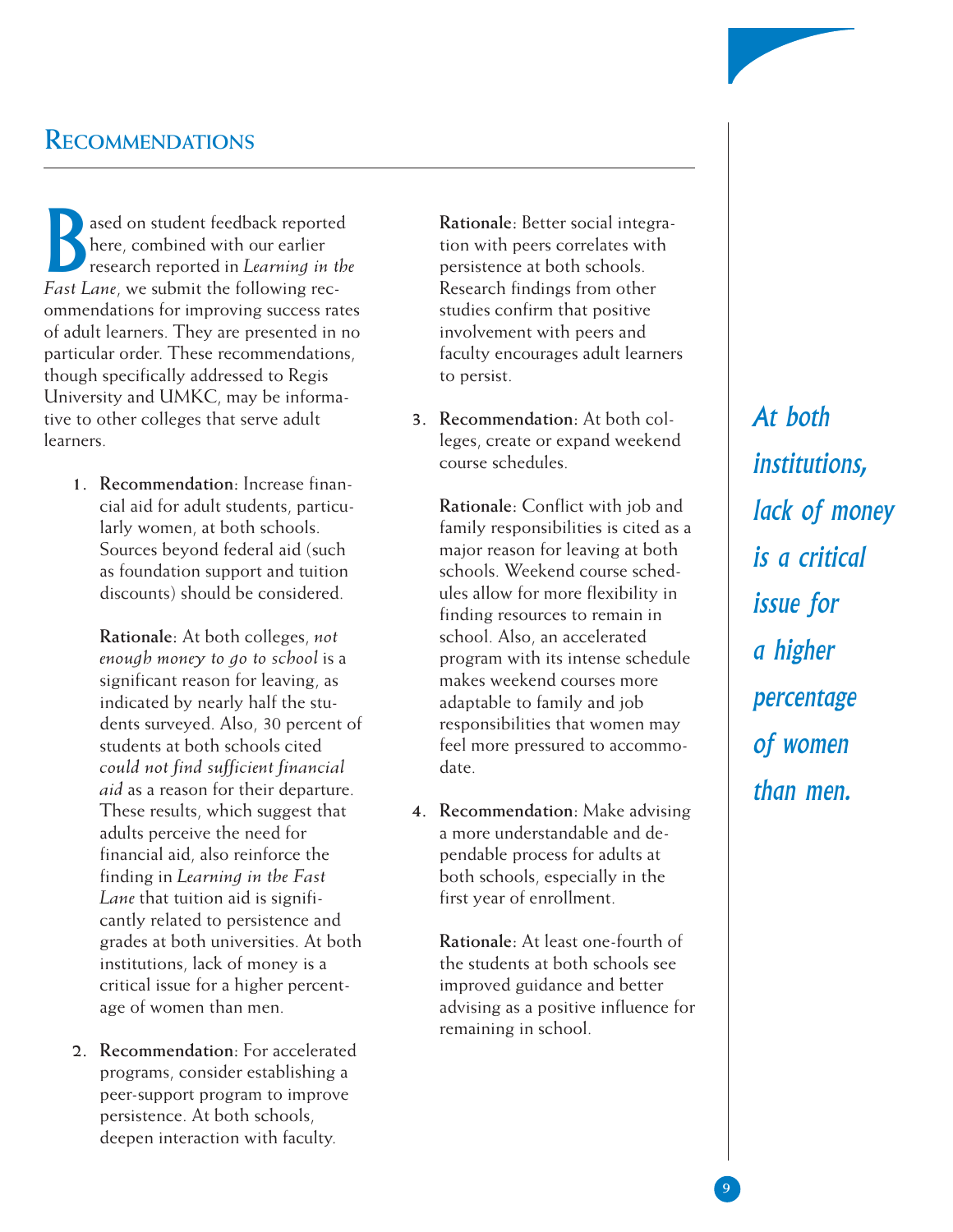## Recommendations

Based on student feedback reported here, combined with our earlier research reported in *Learning in the Fast Lane*, we submit the following recommendations for improving success rates of adult learners. They are presented in no particular order. These recommendations, though specifically addressed to Regis University and UMKC, may be informative to other colleges that serve adult learners.

1. **Recommendation:** Increase financial aid for adult students, particularly women, at both schools. Sources beyond federal aid (such as foundation support and tuition discounts) should be considered.

   **Rationale:** At both colleges, *not enough money to go to school* is a significant reason for leaving, as indicated by nearly half the students surveyed. Also, 30 percent of students at both schools cited *could not find sufficient financial aid* as a reason for their departure. These results, which suggest that adults perceive the need for financial aid, also reinforce the finding in *Learning in the Fast Lane* that tuition aid is significantly related to persistence and grades at both universities. At both institutions, lack of money is a critical issue for a higher percentage of women than men.

2. **Recommendation:** For accelerated programs, consider establishing a peer-support program to improve persistence. At both schools, deepen interaction with faculty.

   **Rationale:** Better social integration with peers correlates with persistence at both schools. Research findings from other studies confirm that positive involvement with peers and faculty encourages adult learners to persist.

3. **Recommendation:** At both colleges, create or expand weekend course schedules.

   **Rationale:** Conflict with job and family responsibilities is cited as a major reason for leaving at both schools. Weekend course schedules allow for more flexibility in finding resources to remain in school. Also, an accelerated program with its intense schedule makes weekend courses more adaptable to family and job responsibilities that women may feel more pressured to accommodate.

4. **Recommendation:** Make advising a more understandable and dependable process for adults at both schools, especially in the first year of enrollment.

   **Rationale:** At least one-fourth of the students at both schools see improved guidance and better advising as a positive influence for remaining in school.

*At both institutions, lack of money is a critical issue for a higher percentage of women than men.*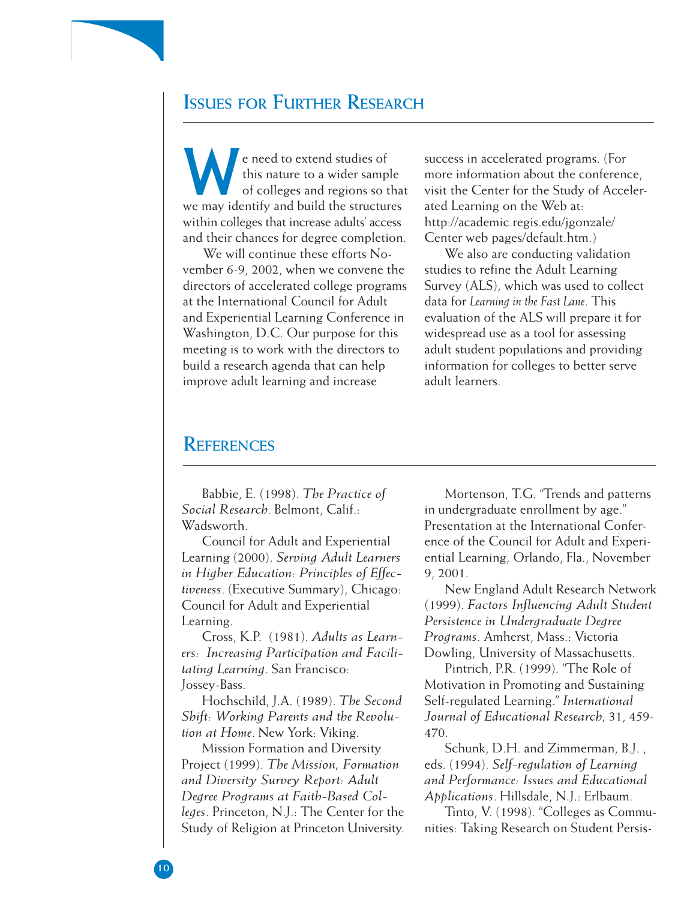## Issues for Further Research

We need to extend studies of this nature to a wider sample of colleges and regions so that we may identify and build the structures within colleges that increase adults' access and their chances for degree completion.

We will continue these efforts November 6-9, 2002, when we convene the directors of accelerated college programs at the International Council for Adult and Experiential Learning Conference in Washington, D.C. Our purpose for this meeting is to work with the directors to build a research agenda that can help improve adult learning and increase success in accelerated programs. (For more information about the conference, visit the Center for the Study of Accelerated Learning on the Web at: http://academic.regis.edu/jgonzale/Center web pages/default.htm.)

We also are conducting validation studies to refine the Adult Learning Survey (ALS), which was used to collect data for *Learning in the Fast Lane*. This evaluation of the ALS will prepare it for widespread use as a tool for assessing adult student populations and providing information for colleges to better serve adult learners.

## References

Babbie, E. (1998). *The Practice of Social Research.* Belmont, Calif.: Wadsworth.

Council for Adult and Experiential Learning (2000). *Serving Adult Learners in Higher Education: Principles of Effectiveness*. (Executive Summary), Chicago: Council for Adult and Experiential Learning.

Cross, K.P. (1981). *Adults as Learners: Increasing Participation and Facilitating Learning*. San Francisco: Jossey-Bass.

Hochschild, J.A. (1989). *The Second Shift: Working Parents and the Revolution at Home*. New York: Viking.

Mission Formation and Diversity Project (1999). *The Mission, Formation and Diversity Survey Report: Adult Degree Programs at Faith-Based Colleges*. Princeton, N.J.: The Center for the Study of Religion at Princeton University.

Mortenson, T.G. "Trends and patterns in undergraduate enrollment by age." Presentation at the International Conference of the Council for Adult and Experiential Learning, Orlando, Fla., November 9, 2001.

New England Adult Research Network (1999). *Factors Influencing Adult Student Persistence in Undergraduate Degree Programs*. Amherst, Mass.: Victoria Dowling, University of Massachusetts.

Pintrich, P.R. (1999). "The Role of Motivation in Promoting and Sustaining Self-regulated Learning." *International Journal of Educational Research*, 31, 459-470.

Schunk, D.H. and Zimmerman, B.J. , eds. (1994). *Self-regulation of Learning and Performance: Issues and Educational Applications*. Hillsdale, N.J.: Erlbaum.

Tinto, V. (1998). "Colleges as Communities: Taking Research on Student Persis-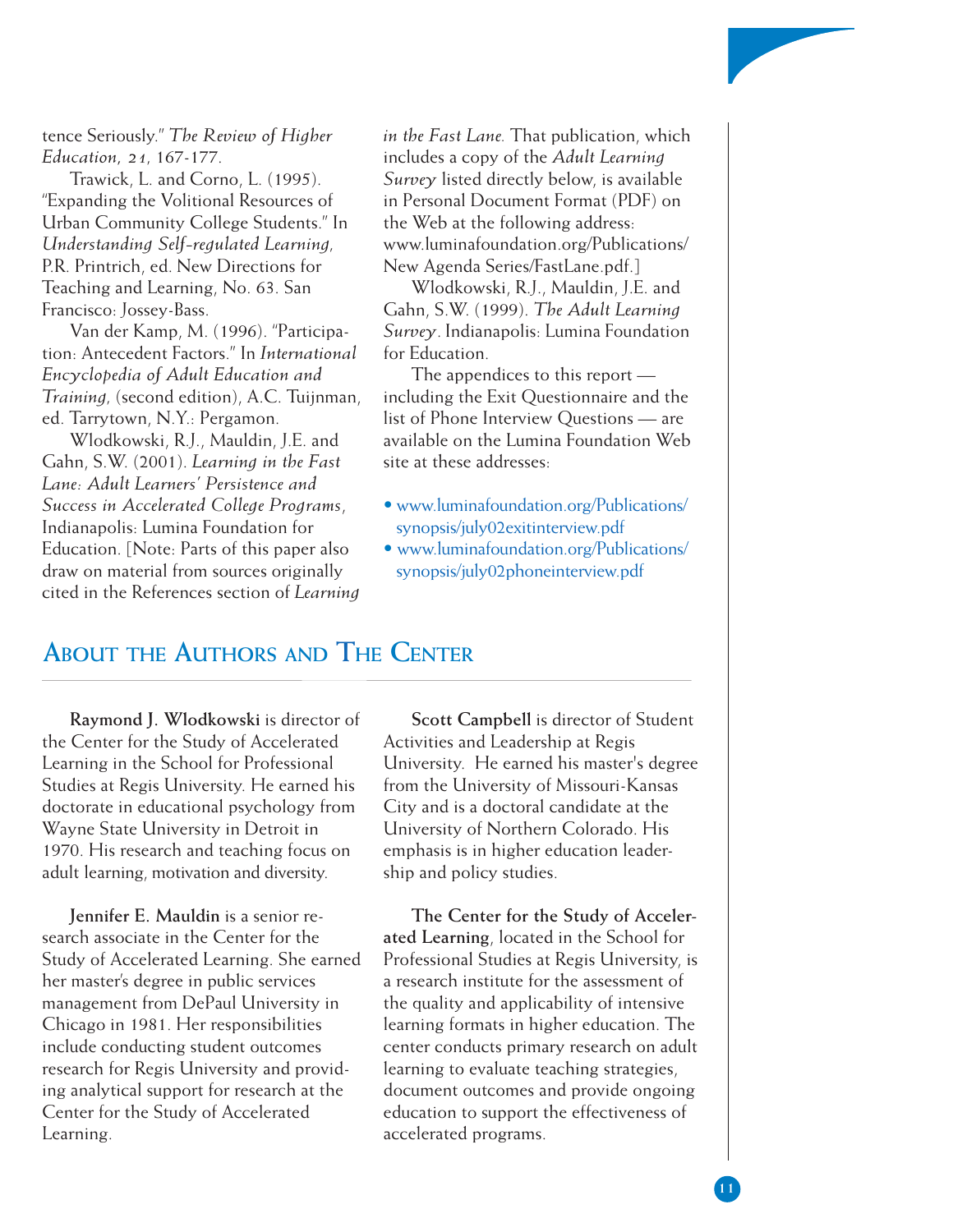tence Seriously." *The Review of Higher Education, 21*, 167-177.

Trawick, L. and Corno, L. (1995). "Expanding the Volitional Resources of Urban Community College Students." In *Understanding Self-regulated Learning*, P.R. Printrich, ed. New Directions for Teaching and Learning, No. 63. San Francisco: Jossey-Bass.

Van der Kamp, M. (1996). "Participation: Antecedent Factors." In *International Encyclopedia of Adult Education and Training*, (second edition), A.C. Tuijnman, ed. Tarrytown, N.Y.: Pergamon.

Wlodkowski, R.J., Mauldin, J.E. and Gahn, S.W. (2001). *Learning in the Fast Lane: Adult Learners' Persistence and Success in Accelerated College Programs*, Indianapolis: Lumina Foundation for Education. [Note: Parts of this paper also draw on material from sources originally cited in the References section of *Learning in the Fast Lane.* That publication, which includes a copy of the *Adult Learning Survey* listed directly below, is available in Personal Document Format (PDF) on the Web at the following address: www.luminafoundation.org/Publications/New Agenda Series/FastLane.pdf.]

Wlodkowski, R.J., Mauldin, J.E. and Gahn, S.W. (1999). *The Adult Learning Survey*. Indianapolis: Lumina Foundation for Education.

The appendices to this report — including the Exit Questionnaire and the list of Phone Interview Questions — are available on the Lumina Foundation Web site at these addresses:

- www.luminafoundation.org/Publications/synopsis/july02exitinterview.pdf
- www.luminafoundation.org/Publications/synopsis/july02phoneinterview.pdf

## About the Authors and The Center

**Raymond J. Wlodkowski** is director of the Center for the Study of Accelerated Learning in the School for Professional Studies at Regis University. He earned his doctorate in educational psychology from Wayne State University in Detroit in 1970. His research and teaching focus on adult learning, motivation and diversity.

**Jennifer E. Mauldin** is a senior research associate in the Center for the Study of Accelerated Learning. She earned her master's degree in public services management from DePaul University in Chicago in 1981. Her responsibilities include conducting student outcomes research for Regis University and providing analytical support for research at the Center for the Study of Accelerated Learning.

**Scott Campbell** is director of Student Activities and Leadership at Regis University. He earned his master's degree from the University of Missouri-Kansas City and is a doctoral candidate at the University of Northern Colorado. His emphasis is in higher education leadership and policy studies.

**The Center for the Study of Accelerated Learning**, located in the School for Professional Studies at Regis University, is a research institute for the assessment of the quality and applicability of intensive learning formats in higher education. The center conducts primary research on adult learning to evaluate teaching strategies, document outcomes and provide ongoing education to support the effectiveness of accelerated programs.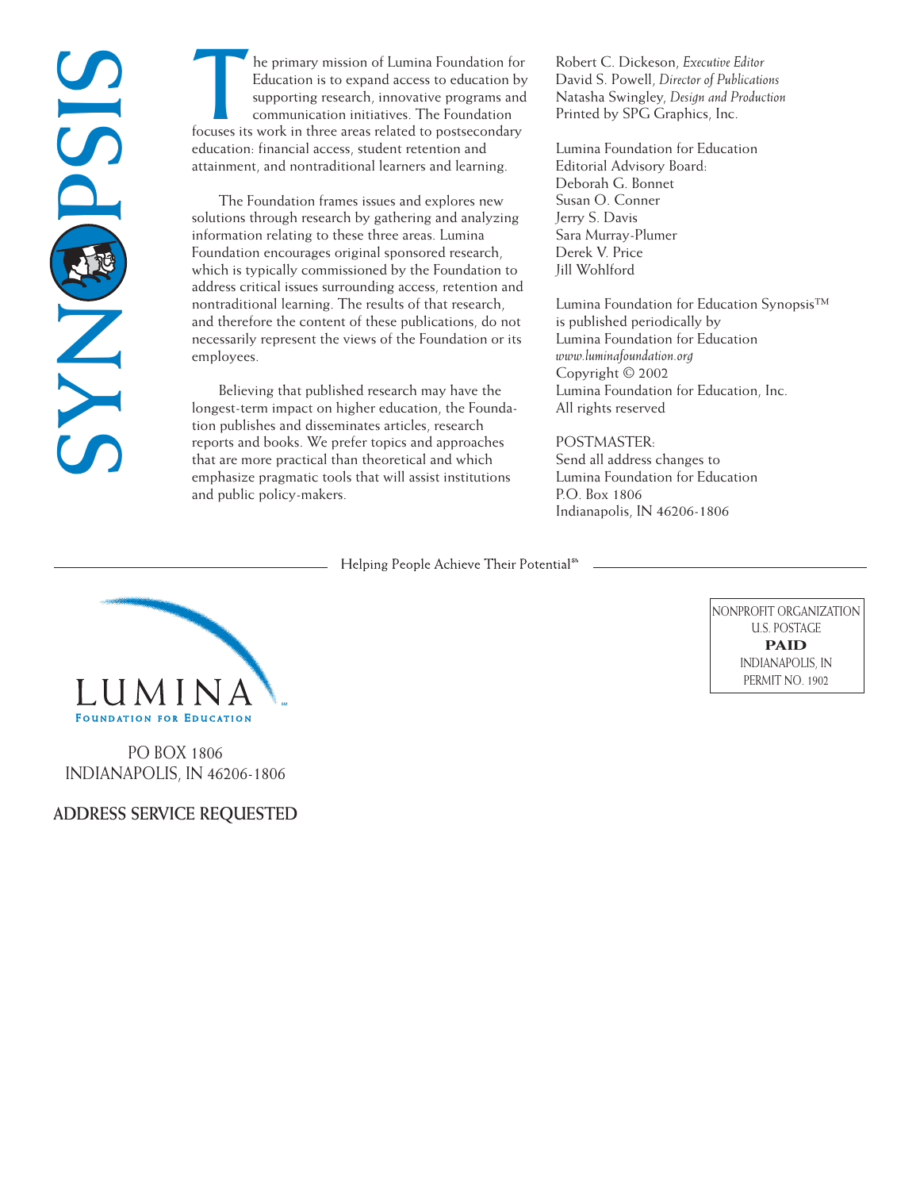SYNOPSIS

The primary mission of Lumina Foundation for Education is to expand access to education by supporting research, innovative programs and communication initiatives. The Foundation focuses its work in three areas related to postsecondary education: financial access, student retention and attainment, and nontraditional learners and learning.

The Foundation frames issues and explores new solutions through research by gathering and analyzing information relating to these three areas. Lumina Foundation encourages original sponsored research, which is typically commissioned by the Foundation to address critical issues surrounding access, retention and nontraditional learning. The results of that research, and therefore the content of these publications, do not necessarily represent the views of the Foundation or its employees.

Believing that published research may have the longest-term impact on higher education, the Foundation publishes and disseminates articles, research reports and books. We prefer topics and approaches that are more practical than theoretical and which emphasize pragmatic tools that will assist institutions and public policy-makers.

Robert C. Dickeson, *Executive Editor*
David S. Powell, *Director of Publications*
Natasha Swingley, *Design and Production*
Printed by SPG Graphics, Inc.

Lumina Foundation for Education
Editorial Advisory Board:
Deborah G. Bonnet
Susan O. Conner
Jerry S. Davis
Sara Murray-Plumer
Derek V. Price
Jill Wohlford

Lumina Foundation for Education Synopsis™
is published periodically by
Lumina Foundation for Education
*www.luminafoundation.org*
Copyright © 2002
Lumina Foundation for Education, Inc.
All rights reserved

POSTMASTER:
Send all address changes to
Lumina Foundation for Education
P.O. Box 1806
Indianapolis, IN 46206-1806

Helping People Achieve Their Potential℠

LUMINA
FOUNDATION FOR EDUCATION

PO BOX 1806
INDIANAPOLIS, IN 46206-1806

**ADDRESS SERVICE REQUESTED**

NONPROFIT ORGANIZATION
U.S. POSTAGE
**PAID**
INDIANAPOLIS, IN
PERMIT NO. 1902